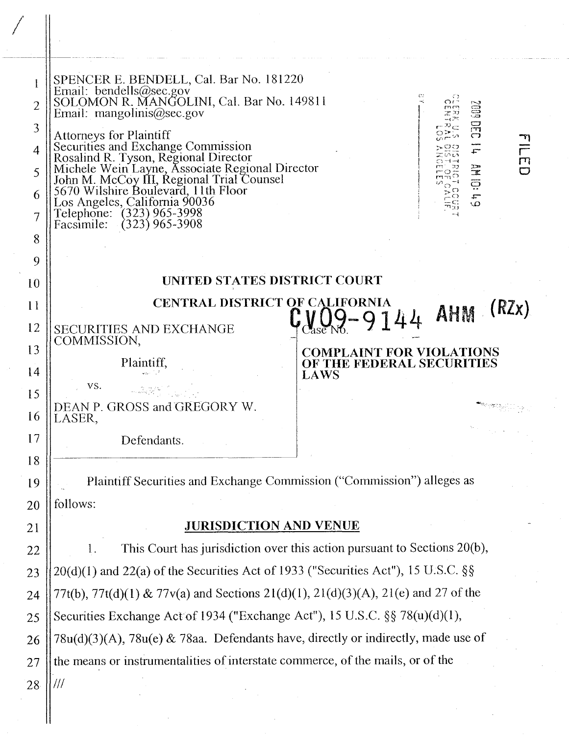SPENCER E. BENDELL, Cal. Bar No. 181220
Email: bendells@sec.gov
SOLOMON R. MANGOLINI, Cal. Bar No. 149811
Email: mangolinis@sec.gov

Attorneys for Plaintiff
Securities and Exchange Commission
Rosalind R. Tyson, Regional Director
Michele Wein Layne, Associate Regional Director
John M. McCoy III, Regional Trial Counsel
5670 Wilshire Boulevard, 11th Floor
Los Angeles, California 90036
Telephone: (323) 965-3998
Facsimile: (323) 965-3908

FILED
2009 DEC 14 AM 10:49
CLERK U.S. DISTRICT COURT
CENTRAL DIST. OF CALIF.
LOS ANGELES

**UNITED STATES DISTRICT COURT**

**CENTRAL DISTRICT OF CALIFORNIA**

SECURITIES AND EXCHANGE COMMISSION,

Plaintiff,

vs.

DEAN P. GROSS and GREGORY W. LASER,

Defendants.

Case No. CV09-9144 AHM (RZx)

**COMPLAINT FOR VIOLATIONS OF THE FEDERAL SECURITIES LAWS**

Plaintiff Securities and Exchange Commission ("Commission") alleges as follows:

## JURISDICTION AND VENUE

1. This Court has jurisdiction over this action pursuant to Sections 20(b), 20(d)(1) and 22(a) of the Securities Act of 1933 ("Securities Act"), 15 U.S.C. §§ 77t(b), 77t(d)(1) & 77v(a) and Sections 21(d)(1), 21(d)(3)(A), 21(e) and 27 of the Securities Exchange Act of 1934 ("Exchange Act"), 15 U.S.C. §§ 78(u)(d)(1), 78u(d)(3)(A), 78u(e) & 78aa. Defendants have, directly or indirectly, made use of the means or instrumentalities of interstate commerce, of the mails, or of the

///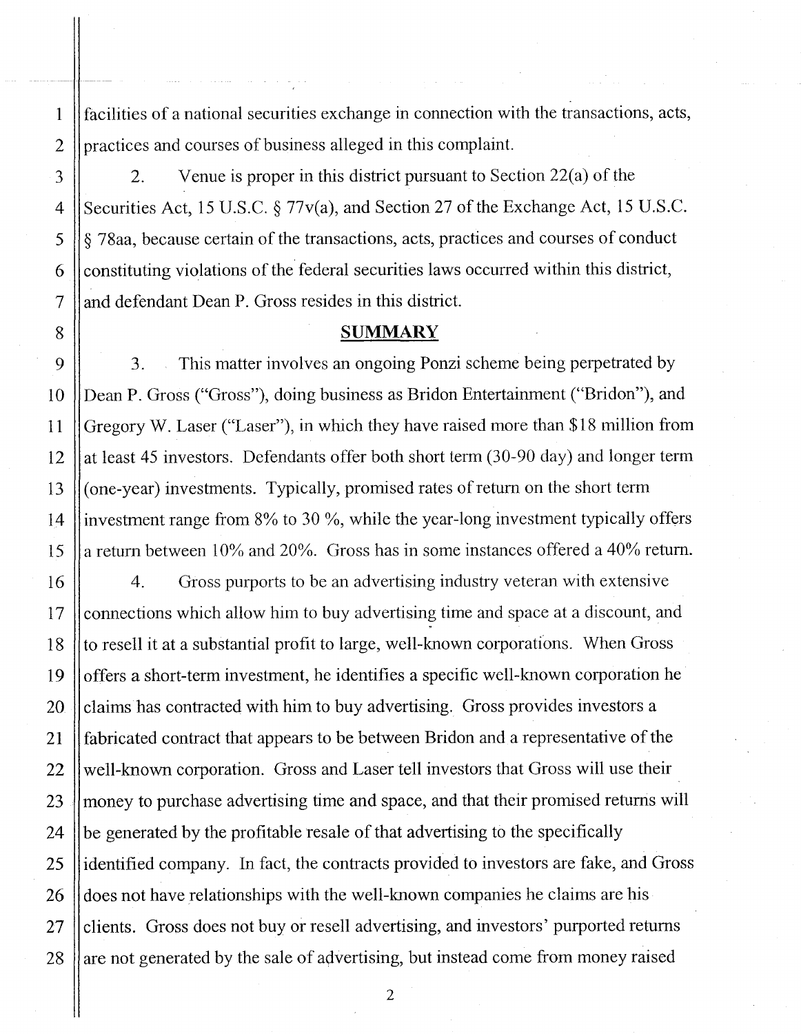facilities of a national securities exchange in connection with the transactions, acts, practices and courses of business alleged in this complaint.

2. Venue is proper in this district pursuant to Section 22(a) of the Securities Act, 15 U.S.C. § 77v(a), and Section 27 of the Exchange Act, 15 U.S.C. § 78aa, because certain of the transactions, acts, practices and courses of conduct constituting violations of the federal securities laws occurred within this district, and defendant Dean P. Gross resides in this district.

## SUMMARY

3. This matter involves an ongoing Ponzi scheme being perpetrated by Dean P. Gross ("Gross"), doing business as Bridon Entertainment ("Bridon"), and Gregory W. Laser ("Laser"), in which they have raised more than $18 million from at least 45 investors. Defendants offer both short term (30-90 day) and longer term (one-year) investments. Typically, promised rates of return on the short term investment range from 8% to 30 %, while the year-long investment typically offers a return between 10% and 20%. Gross has in some instances offered a 40% return.

4. Gross purports to be an advertising industry veteran with extensive connections which allow him to buy advertising time and space at a discount, and to resell it at a substantial profit to large, well-known corporations. When Gross offers a short-term investment, he identifies a specific well-known corporation he claims has contracted with him to buy advertising. Gross provides investors a fabricated contract that appears to be between Bridon and a representative of the well-known corporation. Gross and Laser tell investors that Gross will use their money to purchase advertising time and space, and that their promised returns will be generated by the profitable resale of that advertising to the specifically identified company. In fact, the contracts provided to investors are fake, and Gross does not have relationships with the well-known companies he claims are his clients. Gross does not buy or resell advertising, and investors' purported returns are not generated by the sale of advertising, but instead come from money raised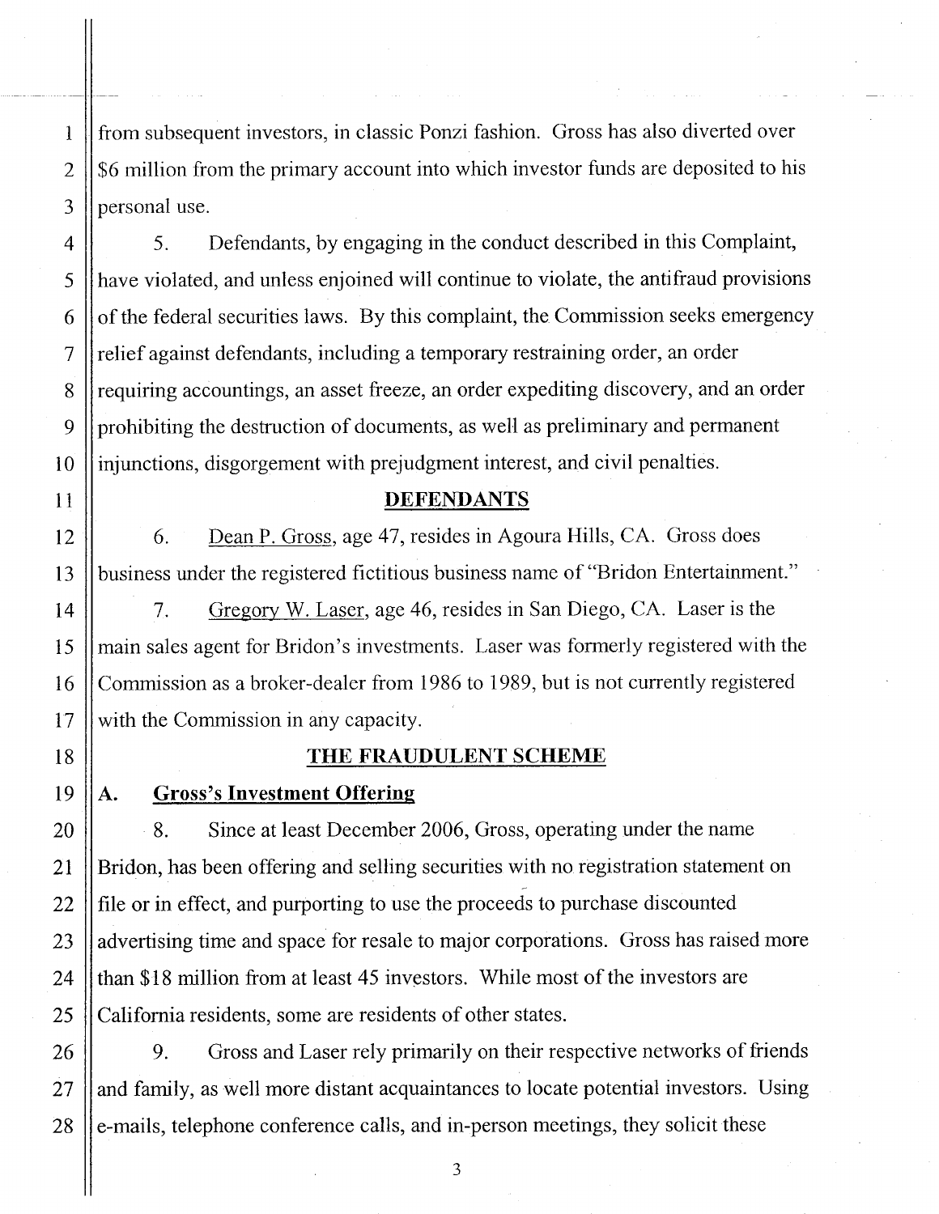from subsequent investors, in classic Ponzi fashion. Gross has also diverted over $6 million from the primary account into which investor funds are deposited to his personal use.

5. Defendants, by engaging in the conduct described in this Complaint, have violated, and unless enjoined will continue to violate, the antifraud provisions of the federal securities laws. By this complaint, the Commission seeks emergency relief against defendants, including a temporary restraining order, an order requiring accountings, an asset freeze, an order expediting discovery, and an order prohibiting the destruction of documents, as well as preliminary and permanent injunctions, disgorgement with prejudgment interest, and civil penalties.

## DEFENDANTS

6. Dean P. Gross, age 47, resides in Agoura Hills, CA. Gross does business under the registered fictitious business name of "Bridon Entertainment."

7. Gregory W. Laser, age 46, resides in San Diego, CA. Laser is the main sales agent for Bridon's investments. Laser was formerly registered with the Commission as a broker-dealer from 1986 to 1989, but is not currently registered with the Commission in any capacity.

## THE FRAUDULENT SCHEME

### A. Gross's Investment Offering

8. Since at least December 2006, Gross, operating under the name Bridon, has been offering and selling securities with no registration statement on file or in effect, and purporting to use the proceeds to purchase discounted advertising time and space for resale to major corporations. Gross has raised more than $18 million from at least 45 investors. While most of the investors are California residents, some are residents of other states.

9. Gross and Laser rely primarily on their respective networks of friends and family, as well more distant acquaintances to locate potential investors. Using e-mails, telephone conference calls, and in-person meetings, they solicit these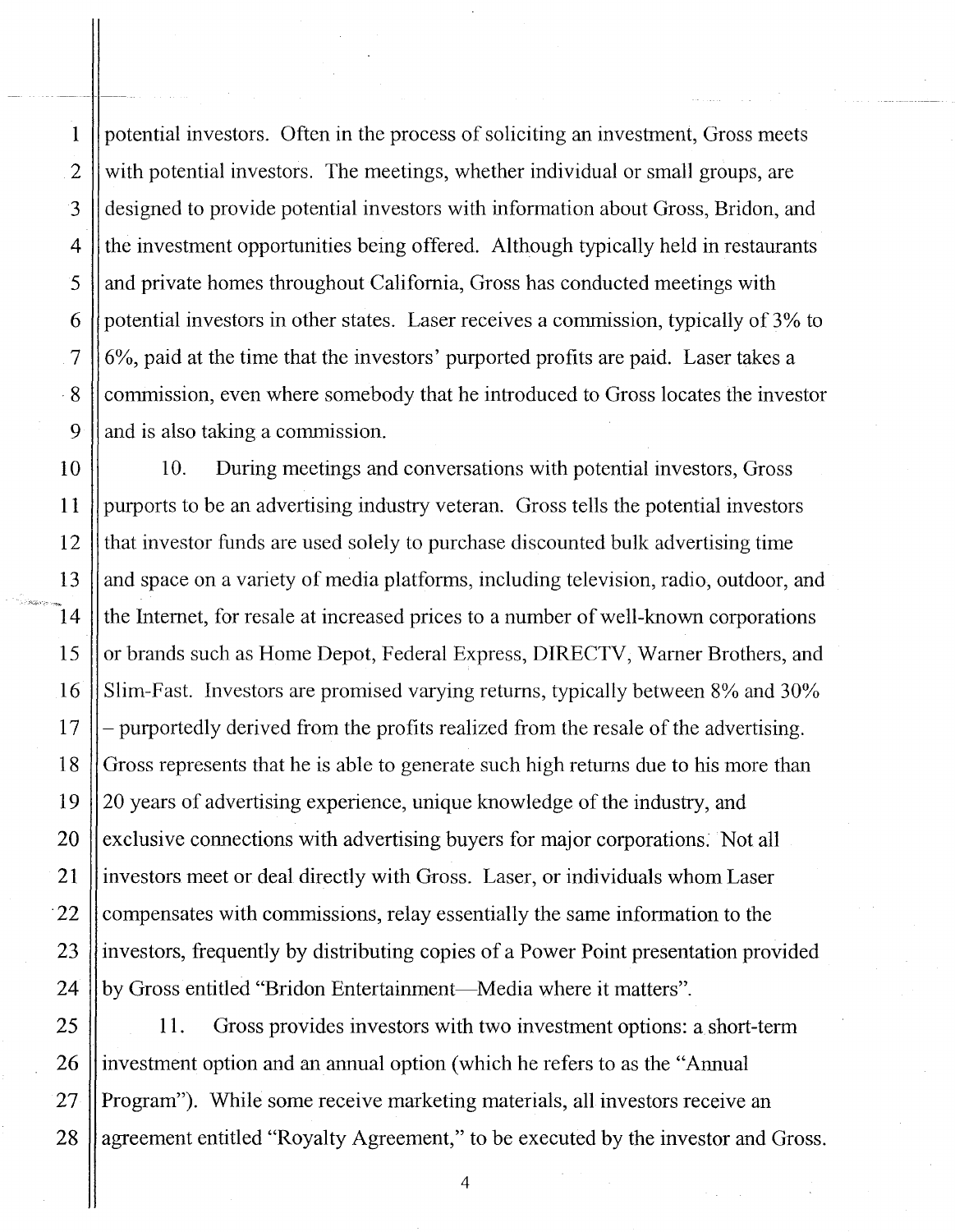potential investors. Often in the process of soliciting an investment, Gross meets with potential investors. The meetings, whether individual or small groups, are designed to provide potential investors with information about Gross, Bridon, and the investment opportunities being offered. Although typically held in restaurants and private homes throughout California, Gross has conducted meetings with potential investors in other states. Laser receives a commission, typically of 3% to 6%, paid at the time that the investors' purported profits are paid. Laser takes a commission, even where somebody that he introduced to Gross locates the investor and is also taking a commission.

10. During meetings and conversations with potential investors, Gross purports to be an advertising industry veteran. Gross tells the potential investors that investor funds are used solely to purchase discounted bulk advertising time and space on a variety of media platforms, including television, radio, outdoor, and the Internet, for resale at increased prices to a number of well-known corporations or brands such as Home Depot, Federal Express, DIRECTV, Warner Brothers, and Slim-Fast. Investors are promised varying returns, typically between 8% and 30% – purportedly derived from the profits realized from the resale of the advertising. Gross represents that he is able to generate such high returns due to his more than 20 years of advertising experience, unique knowledge of the industry, and exclusive connections with advertising buyers for major corporations. Not all investors meet or deal directly with Gross. Laser, or individuals whom Laser compensates with commissions, relay essentially the same information to the investors, frequently by distributing copies of a Power Point presentation provided by Gross entitled "Bridon Entertainment—Media where it matters".

11. Gross provides investors with two investment options: a short-term investment option and an annual option (which he refers to as the "Annual Program"). While some receive marketing materials, all investors receive an agreement entitled "Royalty Agreement," to be executed by the investor and Gross.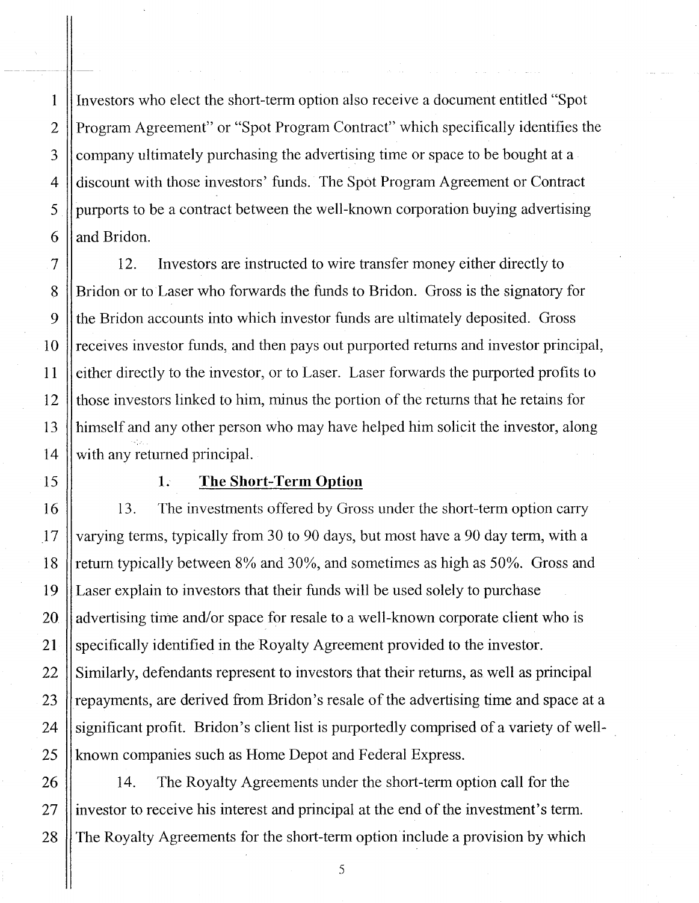Investors who elect the short-term option also receive a document entitled "Spot Program Agreement" or "Spot Program Contract" which specifically identifies the company ultimately purchasing the advertising time or space to be bought at a discount with those investors' funds. The Spot Program Agreement or Contract purports to be a contract between the well-known corporation buying advertising and Bridon.

12. Investors are instructed to wire transfer money either directly to Bridon or to Laser who forwards the funds to Bridon. Gross is the signatory for the Bridon accounts into which investor funds are ultimately deposited. Gross receives investor funds, and then pays out purported returns and investor principal, either directly to the investor, or to Laser. Laser forwards the purported profits to those investors linked to him, minus the portion of the returns that he retains for himself and any other person who may have helped him solicit the investor, along with any returned principal.

### 1. **The Short-Term Option**

13. The investments offered by Gross under the short-term option carry varying terms, typically from 30 to 90 days, but most have a 90 day term, with a return typically between 8% and 30%, and sometimes as high as 50%. Gross and Laser explain to investors that their funds will be used solely to purchase advertising time and/or space for resale to a well-known corporate client who is specifically identified in the Royalty Agreement provided to the investor. Similarly, defendants represent to investors that their returns, as well as principal repayments, are derived from Bridon's resale of the advertising time and space at a significant profit. Bridon's client list is purportedly comprised of a variety of well-known companies such as Home Depot and Federal Express.

14. The Royalty Agreements under the short-term option call for the investor to receive his interest and principal at the end of the investment's term. The Royalty Agreements for the short-term option include a provision by which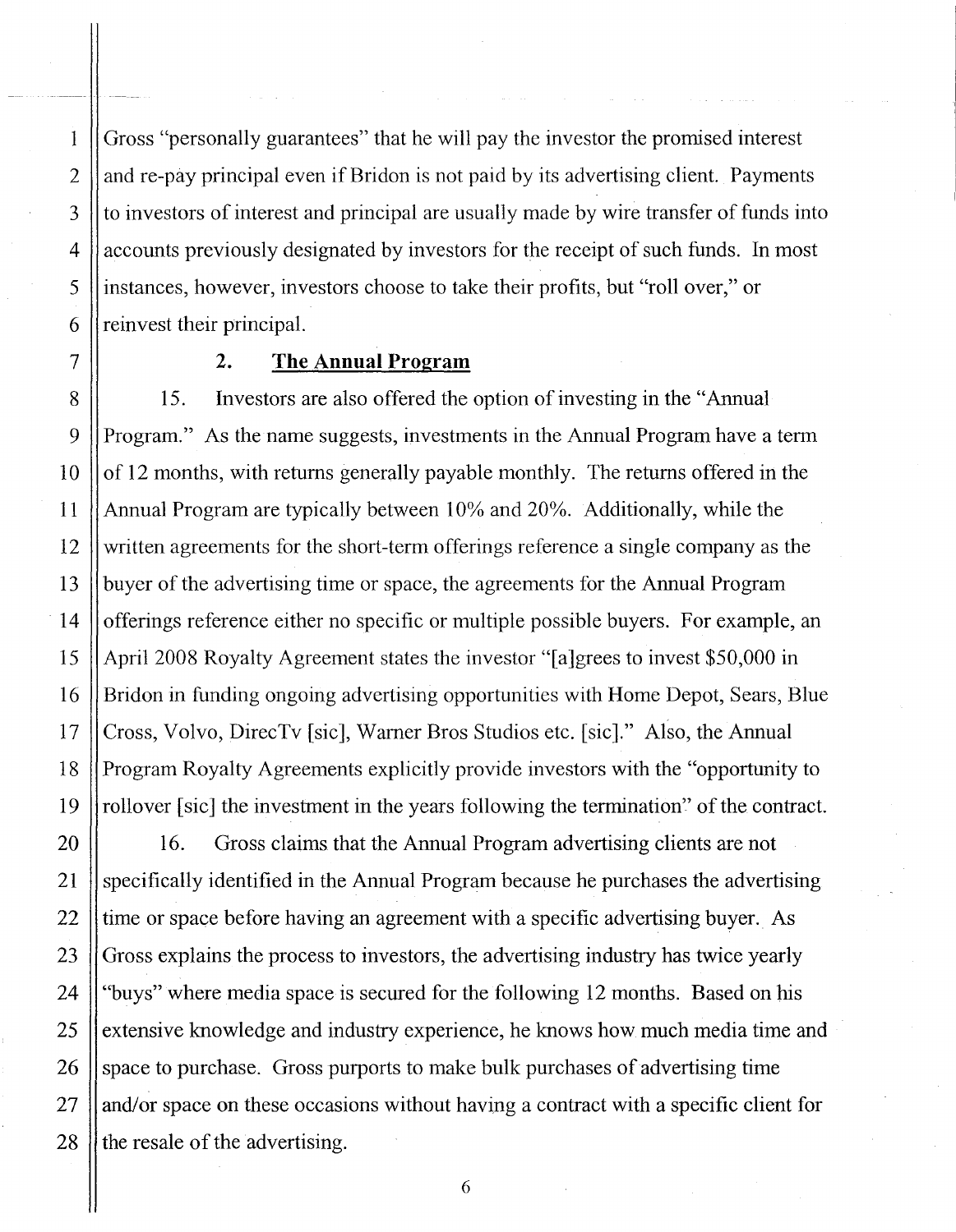Gross "personally guarantees" that he will pay the investor the promised interest and re-pay principal even if Bridon is not paid by its advertising client. Payments to investors of interest and principal are usually made by wire transfer of funds into accounts previously designated by investors for the receipt of such funds. In most instances, however, investors choose to take their profits, but "roll over," or reinvest their principal.

### 2. **The Annual Program**

15. Investors are also offered the option of investing in the "Annual Program." As the name suggests, investments in the Annual Program have a term of 12 months, with returns generally payable monthly. The returns offered in the Annual Program are typically between 10% and 20%. Additionally, while the written agreements for the short-term offerings reference a single company as the buyer of the advertising time or space, the agreements for the Annual Program offerings reference either no specific or multiple possible buyers. For example, an April 2008 Royalty Agreement states the investor "[a]grees to invest $50,000 in Bridon in funding ongoing advertising opportunities with Home Depot, Sears, Blue Cross, Volvo, DirecTv [sic], Warner Bros Studios etc. [sic]." Also, the Annual Program Royalty Agreements explicitly provide investors with the "opportunity to rollover [sic] the investment in the years following the termination" of the contract.

16. Gross claims that the Annual Program advertising clients are not specifically identified in the Annual Program because he purchases the advertising time or space before having an agreement with a specific advertising buyer. As Gross explains the process to investors, the advertising industry has twice yearly "buys" where media space is secured for the following 12 months. Based on his extensive knowledge and industry experience, he knows how much media time and space to purchase. Gross purports to make bulk purchases of advertising time and/or space on these occasions without having a contract with a specific client for the resale of the advertising.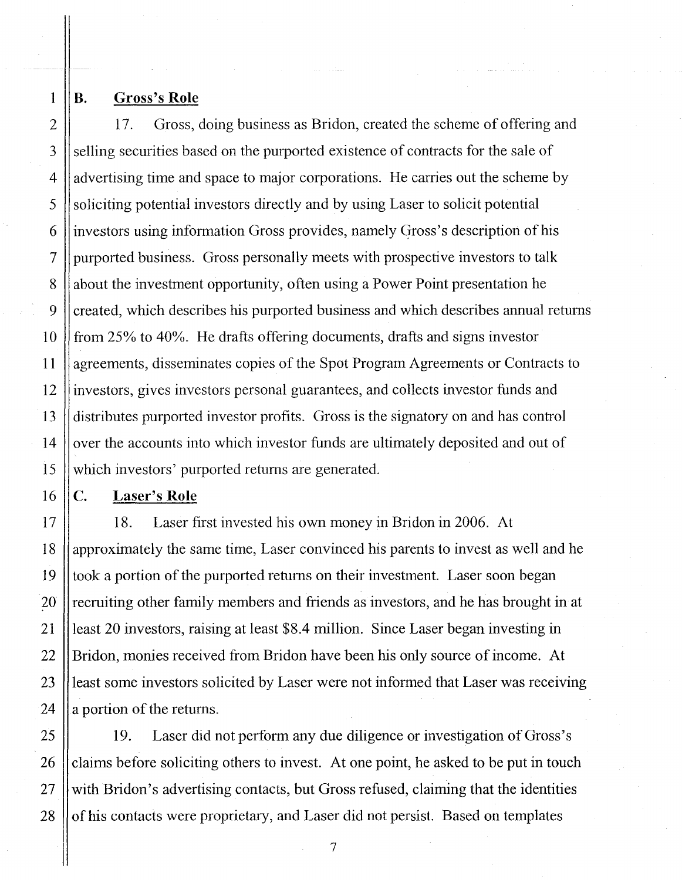### B. Gross's Role

17. Gross, doing business as Bridon, created the scheme of offering and selling securities based on the purported existence of contracts for the sale of advertising time and space to major corporations. He carries out the scheme by soliciting potential investors directly and by using Laser to solicit potential investors using information Gross provides, namely Gross's description of his purported business. Gross personally meets with prospective investors to talk about the investment opportunity, often using a Power Point presentation he created, which describes his purported business and which describes annual returns from 25% to 40%. He drafts offering documents, drafts and signs investor agreements, disseminates copies of the Spot Program Agreements or Contracts to investors, gives investors personal guarantees, and collects investor funds and distributes purported investor profits. Gross is the signatory on and has control over the accounts into which investor funds are ultimately deposited and out of which investors' purported returns are generated.

### C. Laser's Role

18. Laser first invested his own money in Bridon in 2006. At approximately the same time, Laser convinced his parents to invest as well and he took a portion of the purported returns on their investment. Laser soon began recruiting other family members and friends as investors, and he has brought in at least 20 investors, raising at least $8.4 million. Since Laser began investing in Bridon, monies received from Bridon have been his only source of income. At least some investors solicited by Laser were not informed that Laser was receiving a portion of the returns.

19. Laser did not perform any due diligence or investigation of Gross's claims before soliciting others to invest. At one point, he asked to be put in touch with Bridon's advertising contacts, but Gross refused, claiming that the identities of his contacts were proprietary, and Laser did not persist. Based on templates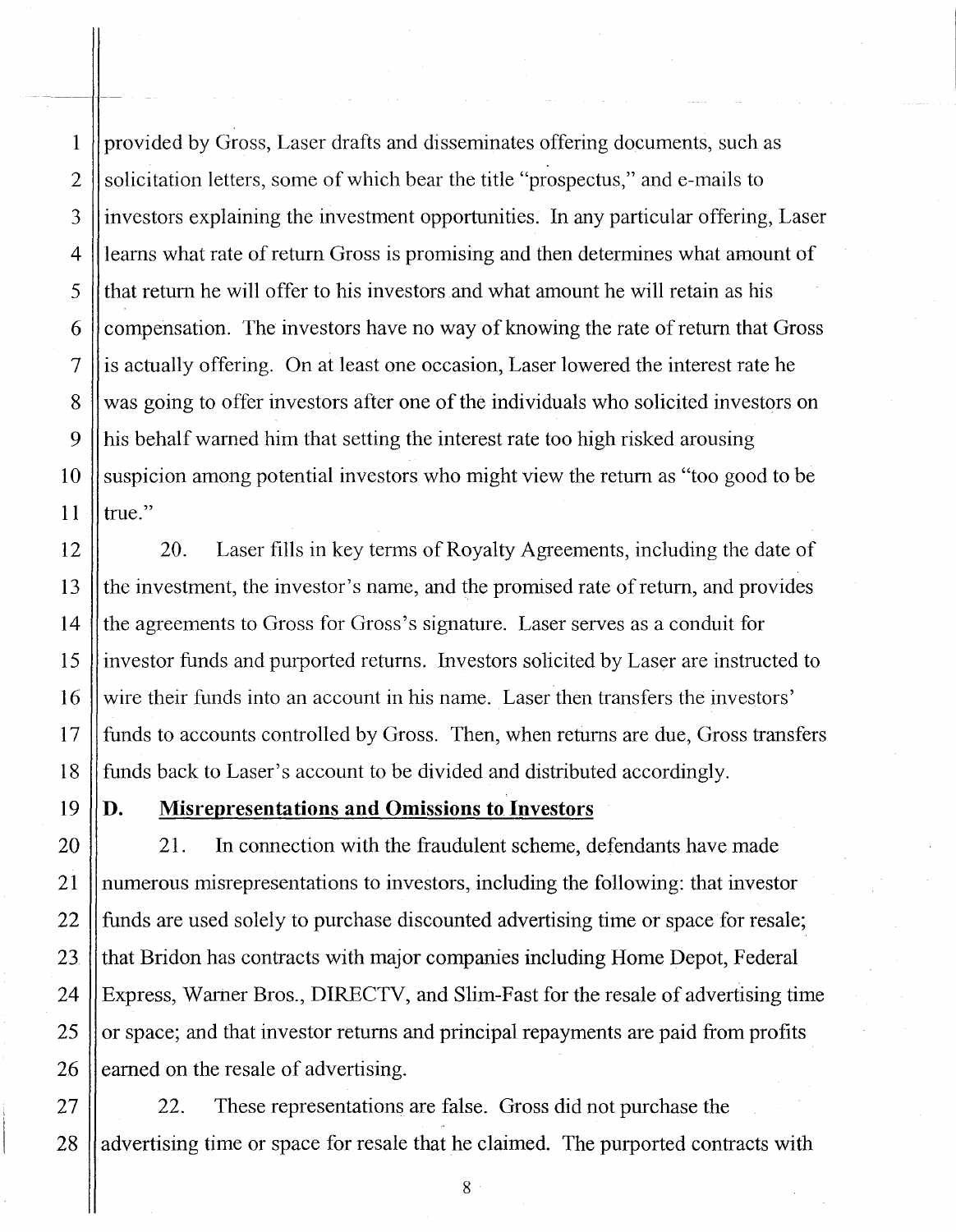provided by Gross, Laser drafts and disseminates offering documents, such as solicitation letters, some of which bear the title "prospectus," and e-mails to investors explaining the investment opportunities. In any particular offering, Laser learns what rate of return Gross is promising and then determines what amount of that return he will offer to his investors and what amount he will retain as his compensation. The investors have no way of knowing the rate of return that Gross is actually offering. On at least one occasion, Laser lowered the interest rate he was going to offer investors after one of the individuals who solicited investors on his behalf warned him that setting the interest rate too high risked arousing suspicion among potential investors who might view the return as "too good to be true."

20. Laser fills in key terms of Royalty Agreements, including the date of the investment, the investor's name, and the promised rate of return, and provides the agreements to Gross for Gross's signature. Laser serves as a conduit for investor funds and purported returns. Investors solicited by Laser are instructed to wire their funds into an account in his name. Laser then transfers the investors' funds to accounts controlled by Gross. Then, when returns are due, Gross transfers funds back to Laser's account to be divided and distributed accordingly.

## D. Misrepresentations and Omissions to Investors

21. In connection with the fraudulent scheme, defendants have made numerous misrepresentations to investors, including the following: that investor funds are used solely to purchase discounted advertising time or space for resale; that Bridon has contracts with major companies including Home Depot, Federal Express, Warner Bros., DIRECTV, and Slim-Fast for the resale of advertising time or space; and that investor returns and principal repayments are paid from profits earned on the resale of advertising.

22. These representations are false. Gross did not purchase the advertising time or space for resale that he claimed. The purported contracts with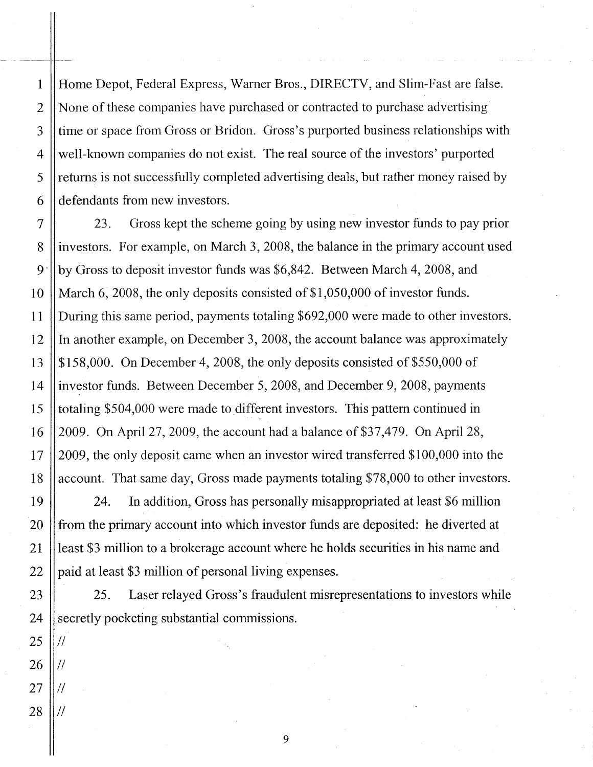Home Depot, Federal Express, Warner Bros., DIRECTV, and Slim-Fast are false. None of these companies have purchased or contracted to purchase advertising time or space from Gross or Bridon. Gross's purported business relationships with well-known companies do not exist. The real source of the investors' purported returns is not successfully completed advertising deals, but rather money raised by defendants from new investors.

23. Gross kept the scheme going by using new investor funds to pay prior investors. For example, on March 3, 2008, the balance in the primary account used by Gross to deposit investor funds was $6,842. Between March 4, 2008, and March 6, 2008, the only deposits consisted of $1,050,000 of investor funds. During this same period, payments totaling $692,000 were made to other investors. In another example, on December 3, 2008, the account balance was approximately $158,000. On December 4, 2008, the only deposits consisted of $550,000 of investor funds. Between December 5, 2008, and December 9, 2008, payments totaling $504,000 were made to different investors. This pattern continued in 2009. On April 27, 2009, the account had a balance of $37,479. On April 28, 2009, the only deposit came when an investor wired transferred $100,000 into the account. That same day, Gross made payments totaling $78,000 to other investors.

24. In addition, Gross has personally misappropriated at least $6 million from the primary account into which investor funds are deposited: he diverted at least $3 million to a brokerage account where he holds securities in his name and paid at least $3 million of personal living expenses.

25. Laser relayed Gross's fraudulent misrepresentations to investors while secretly pocketing substantial commissions.

//

//

//

//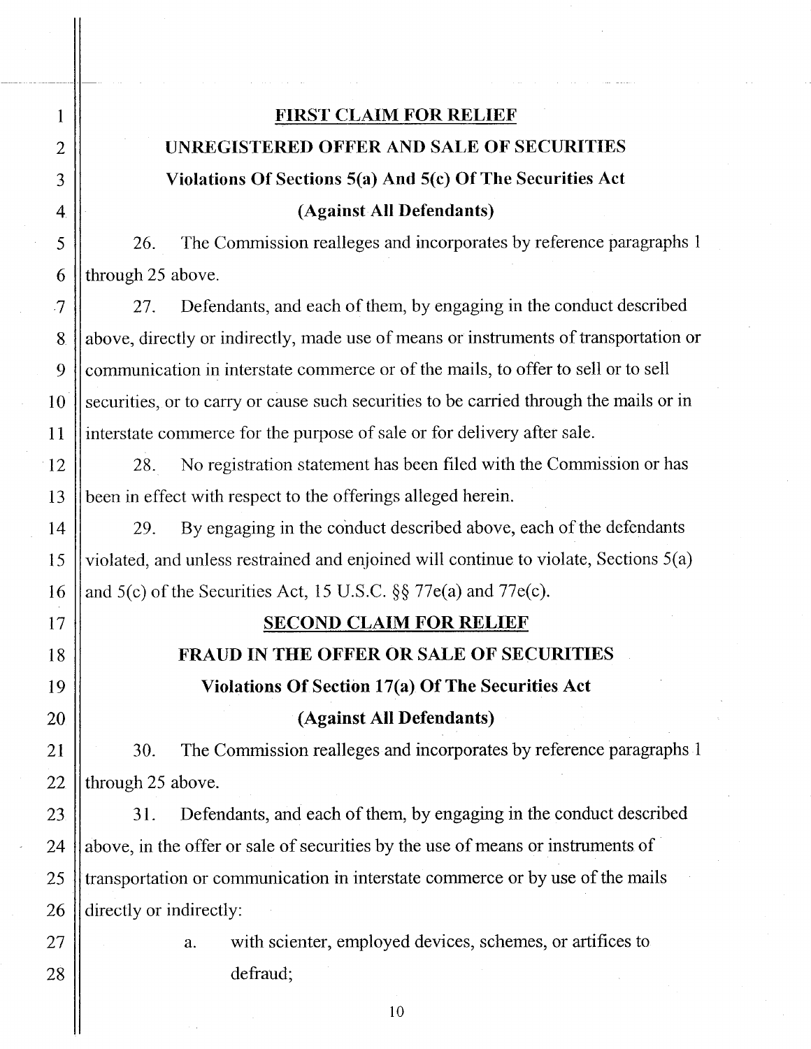**FIRST CLAIM FOR RELIEF**

**UNREGISTERED OFFER AND SALE OF SECURITIES**

**Violations Of Sections 5(a) And 5(c) Of The Securities Act**

**(Against All Defendants)**

26. The Commission realleges and incorporates by reference paragraphs 1 through 25 above.

27. Defendants, and each of them, by engaging in the conduct described above, directly or indirectly, made use of means or instruments of transportation or communication in interstate commerce or of the mails, to offer to sell or to sell securities, or to carry or cause such securities to be carried through the mails or in interstate commerce for the purpose of sale or for delivery after sale.

28. No registration statement has been filed with the Commission or has been in effect with respect to the offerings alleged herein.

29. By engaging in the conduct described above, each of the defendants violated, and unless restrained and enjoined will continue to violate, Sections 5(a) and 5(c) of the Securities Act, 15 U.S.C. §§ 77e(a) and 77e(c).

**SECOND CLAIM FOR RELIEF**

**FRAUD IN THE OFFER OR SALE OF SECURITIES**

**Violations Of Section 17(a) Of The Securities Act**

**(Against All Defendants)**

30. The Commission realleges and incorporates by reference paragraphs 1 through 25 above.

31. Defendants, and each of them, by engaging in the conduct described above, in the offer or sale of securities by the use of means or instruments of transportation or communication in interstate commerce or by use of the mails directly or indirectly:

a. with scienter, employed devices, schemes, or artifices to defraud;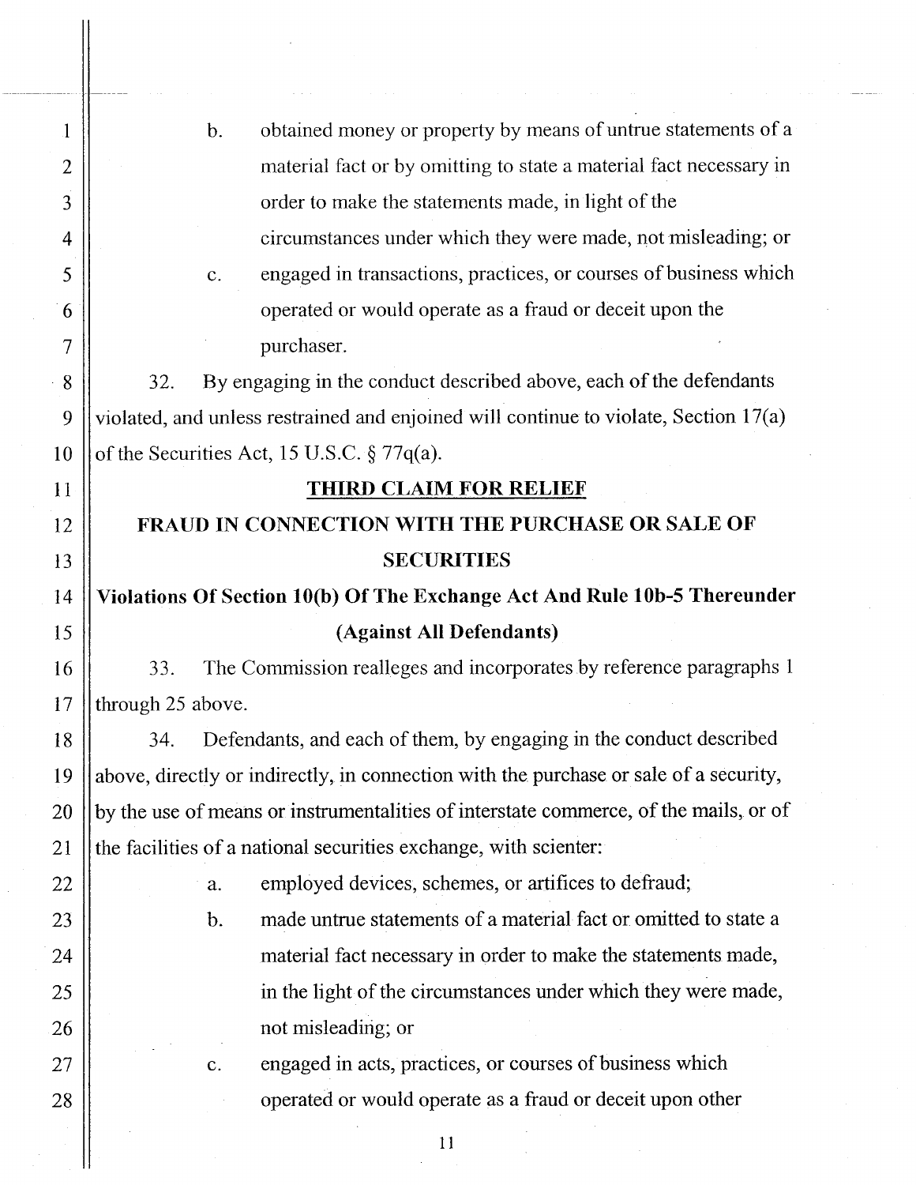b. obtained money or property by means of untrue statements of a material fact or by omitting to state a material fact necessary in order to make the statements made, in light of the circumstances under which they were made, not misleading; or

c. engaged in transactions, practices, or courses of business which operated or would operate as a fraud or deceit upon the purchaser.

32. By engaging in the conduct described above, each of the defendants violated, and unless restrained and enjoined will continue to violate, Section 17(a) of the Securities Act, 15 U.S.C. § 77q(a).

## THIRD CLAIM FOR RELIEF

## FRAUD IN CONNECTION WITH THE PURCHASE OR SALE OF SECURITIES

### Violations Of Section 10(b) Of The Exchange Act And Rule 10b-5 Thereunder (Against All Defendants)

33. The Commission realleges and incorporates by reference paragraphs 1 through 25 above.

34. Defendants, and each of them, by engaging in the conduct described above, directly or indirectly, in connection with the purchase or sale of a security, by the use of means or instrumentalities of interstate commerce, of the mails, or of the facilities of a national securities exchange, with scienter:

a. employed devices, schemes, or artifices to defraud;

b. made untrue statements of a material fact or omitted to state a material fact necessary in order to make the statements made, in the light of the circumstances under which they were made, not misleading; or

c. engaged in acts, practices, or courses of business which operated or would operate as a fraud or deceit upon other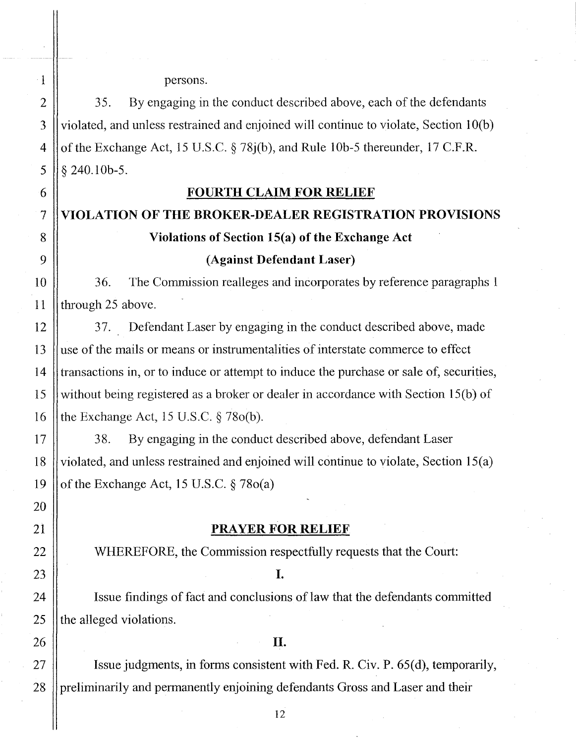persons.

35. By engaging in the conduct described above, each of the defendants violated, and unless restrained and enjoined will continue to violate, Section 10(b) of the Exchange Act, 15 U.S.C. § 78j(b), and Rule 10b-5 thereunder, 17 C.F.R. § 240.10b-5.

## FOURTH CLAIM FOR RELIEF

## VIOLATION OF THE BROKER-DEALER REGISTRATION PROVISIONS

### Violations of Section 15(a) of the Exchange Act

### (Against Defendant Laser)

36. The Commission realleges and incorporates by reference paragraphs 1 through 25 above.

37. Defendant Laser by engaging in the conduct described above, made use of the mails or means or instrumentalities of interstate commerce to effect transactions in, or to induce or attempt to induce the purchase or sale of, securities, without being registered as a broker or dealer in accordance with Section 15(b) of the Exchange Act, 15 U.S.C. § 78o(b).

38. By engaging in the conduct described above, defendant Laser violated, and unless restrained and enjoined will continue to violate, Section 15(a) of the Exchange Act, 15 U.S.C. § 78o(a)

## PRAYER FOR RELIEF

WHEREFORE, the Commission respectfully requests that the Court:

**I.**

Issue findings of fact and conclusions of law that the defendants committed the alleged violations.

**II.**

Issue judgments, in forms consistent with Fed. R. Civ. P. 65(d), temporarily, preliminarily and permanently enjoining defendants Gross and Laser and their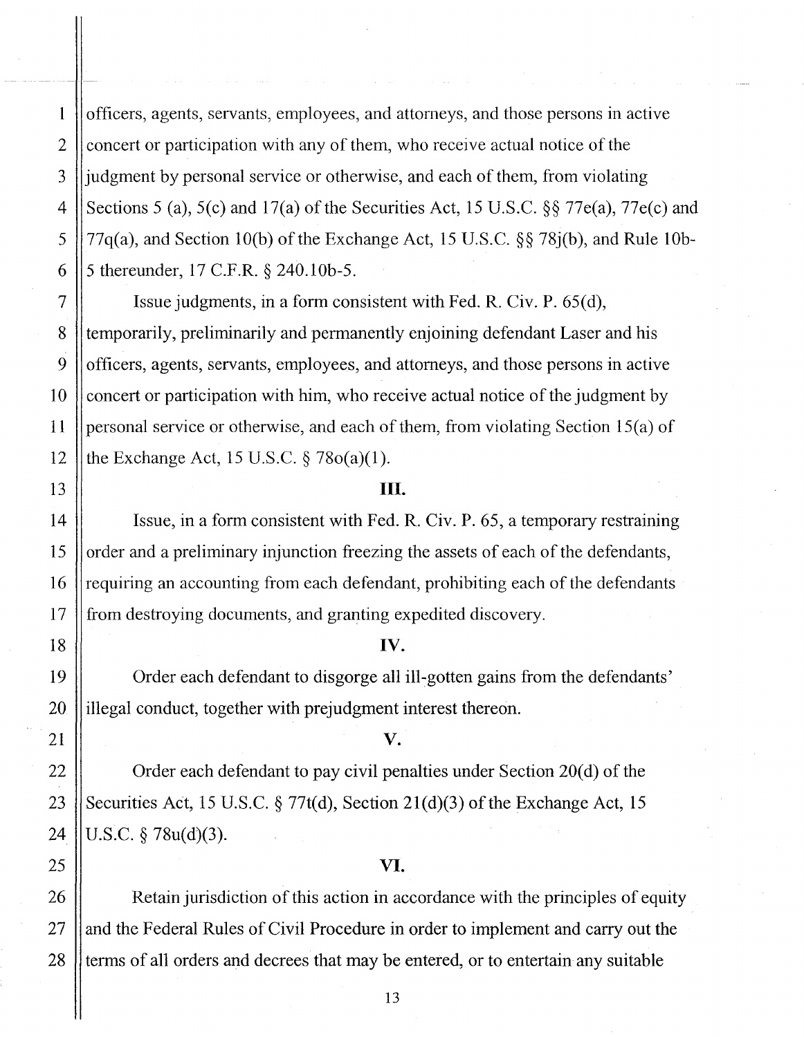officers, agents, servants, employees, and attorneys, and those persons in active concert or participation with any of them, who receive actual notice of the judgment by personal service or otherwise, and each of them, from violating Sections 5 (a), 5(c) and 17(a) of the Securities Act, 15 U.S.C. §§ 77e(a), 77e(c) and 77q(a), and Section 10(b) of the Exchange Act, 15 U.S.C. §§ 78j(b), and Rule 10b-5 thereunder, 17 C.F.R. § 240.10b-5.

Issue judgments, in a form consistent with Fed. R. Civ. P. 65(d), temporarily, preliminarily and permanently enjoining defendant Laser and his officers, agents, servants, employees, and attorneys, and those persons in active concert or participation with him, who receive actual notice of the judgment by personal service or otherwise, and each of them, from violating Section 15(a) of the Exchange Act, 15 U.S.C. § 78o(a)(1).

## III.

Issue, in a form consistent with Fed. R. Civ. P. 65, a temporary restraining order and a preliminary injunction freezing the assets of each of the defendants, requiring an accounting from each defendant, prohibiting each of the defendants from destroying documents, and granting expedited discovery.

## IV.

Order each defendant to disgorge all ill-gotten gains from the defendants' illegal conduct, together with prejudgment interest thereon.

## V.

Order each defendant to pay civil penalties under Section 20(d) of the Securities Act, 15 U.S.C. § 77t(d), Section 21(d)(3) of the Exchange Act, 15 U.S.C. § 78u(d)(3).

## VI.

Retain jurisdiction of this action in accordance with the principles of equity and the Federal Rules of Civil Procedure in order to implement and carry out the terms of all orders and decrees that may be entered, or to entertain any suitable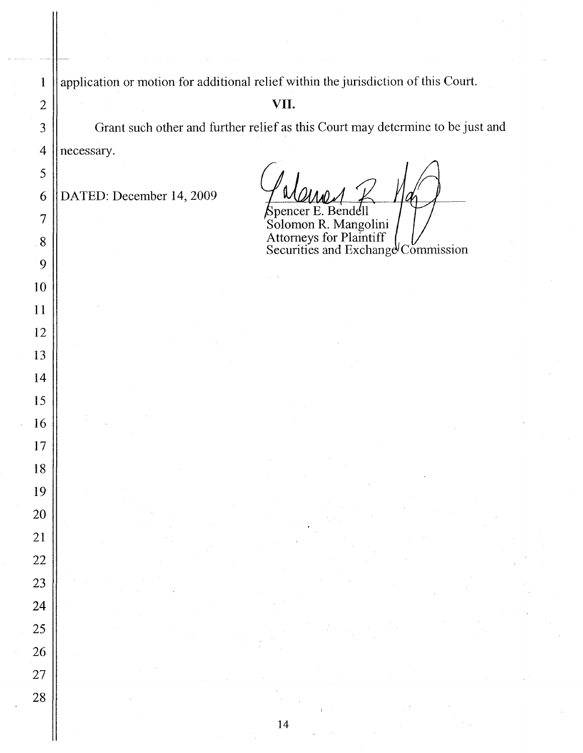application or motion for additional relief within the jurisdiction of this Court.

**VII.**

Grant such other and further relief as this Court may determine to be just and necessary.

DATED: December 14, 2009

Spencer E. Bendell
Solomon R. Mangolini
Attorneys for Plaintiff
Securities and Exchange Commission